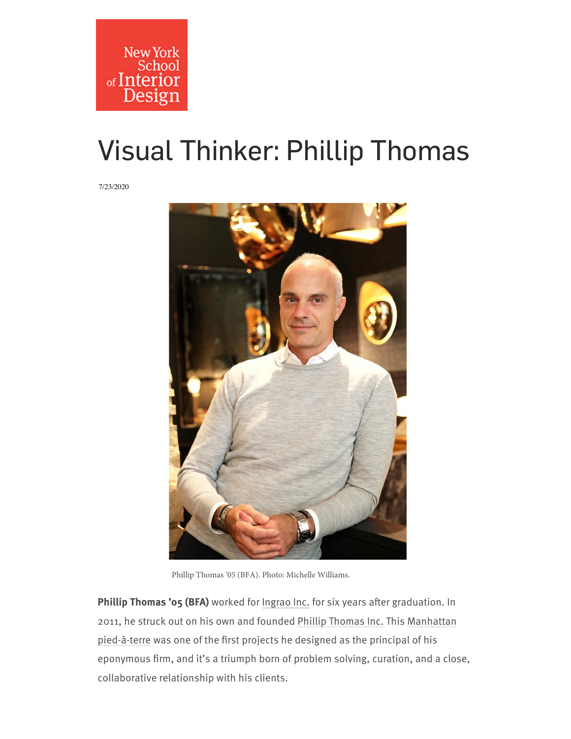New York School of Interior Design

# Visual Thinker: Phillip Thomas

7/23/2020

Phillip Thomas '05 (BFA). Photo: Michelle Williams.

**Phillip Thomas '05 (BFA)** worked for Ingrao Inc. for six years after graduation. In 2011, he struck out on his own and founded Phillip Thomas Inc. This Manhattan pied-à-terre was one of the first projects he designed as the principal of his eponymous firm, and it's a triumph born of problem solving, curation, and a close, collaborative relationship with his clients.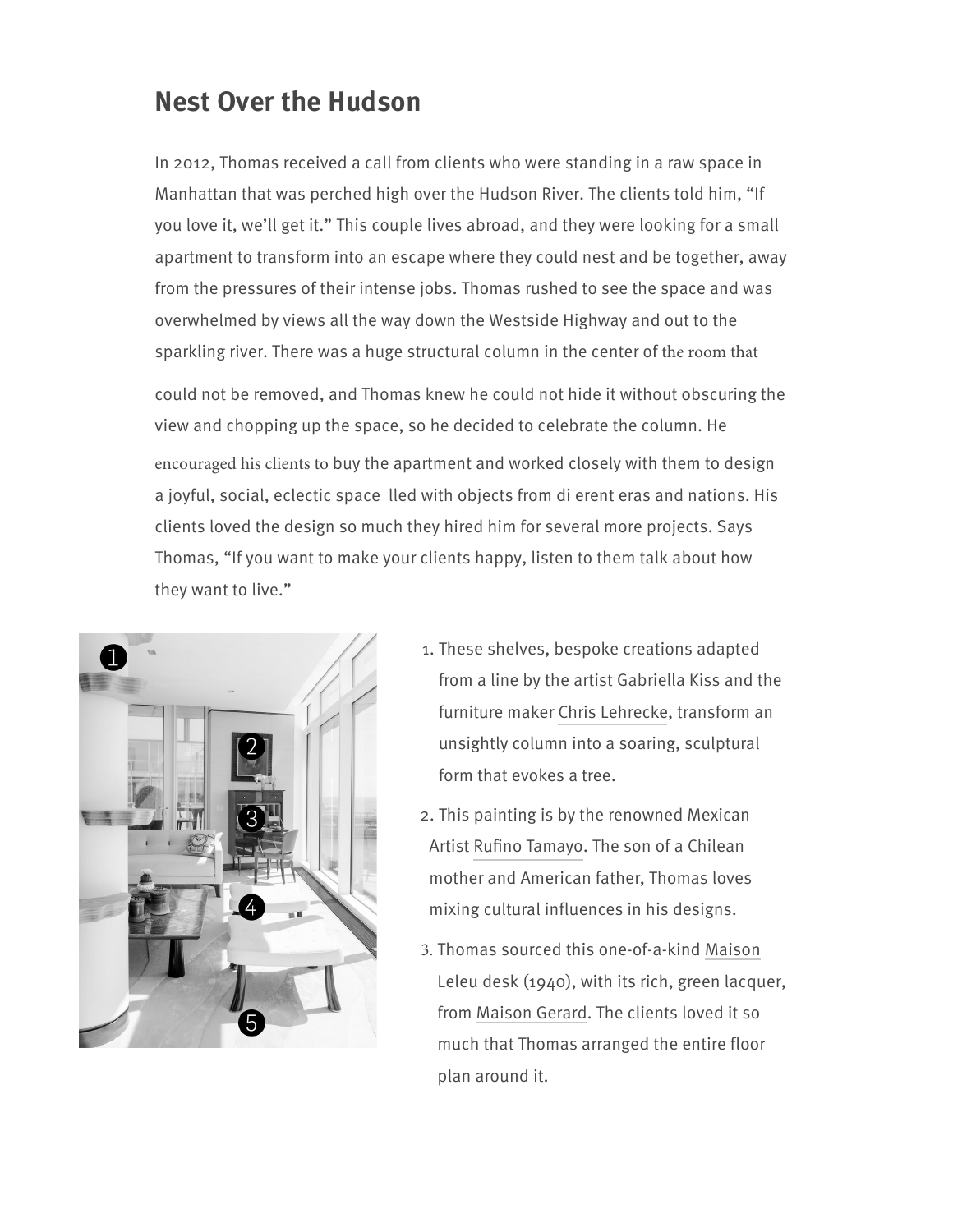## Nest Over the Hudson

In 2012, Thomas received a call from clients who were standing in a raw space in Manhattan that was perched high over the Hudson River. The clients told him, "If you love it, we'll get it." This couple lives abroad, and they were looking for a small apartment to transform into an escape where they could nest and be together, away from the pressures of their intense jobs. Thomas rushed to see the space and was overwhelmed by views all the way down the Westside Highway and out to the sparkling river. There was a huge structural column in the center of the room that could not be removed, and Thomas knew he could not hide it without obscuring the view and chopping up the space, so he decided to celebrate the column. He encouraged his clients to buy the apartment and worked closely with them to design a joyful, social, eclectic space lled with objects from di erent eras and nations. His clients loved the design so much they hired him for several more projects. Says Thomas, "If you want to make your clients happy, listen to them talk about how they want to live."

1. These shelves, bespoke creations adapted from a line by the artist Gabriella Kiss and the furniture maker Chris Lehrecke, transform an unsightly column into a soaring, sculptural form that evokes a tree.
2. This painting is by the renowned Mexican Artist Rufino Tamayo. The son of a Chilean mother and American father, Thomas loves mixing cultural influences in his designs.
3. Thomas sourced this one-of-a-kind Maison Leleu desk (1940), with its rich, green lacquer, from Maison Gerard. The clients loved it so much that Thomas arranged the entire floor plan around it.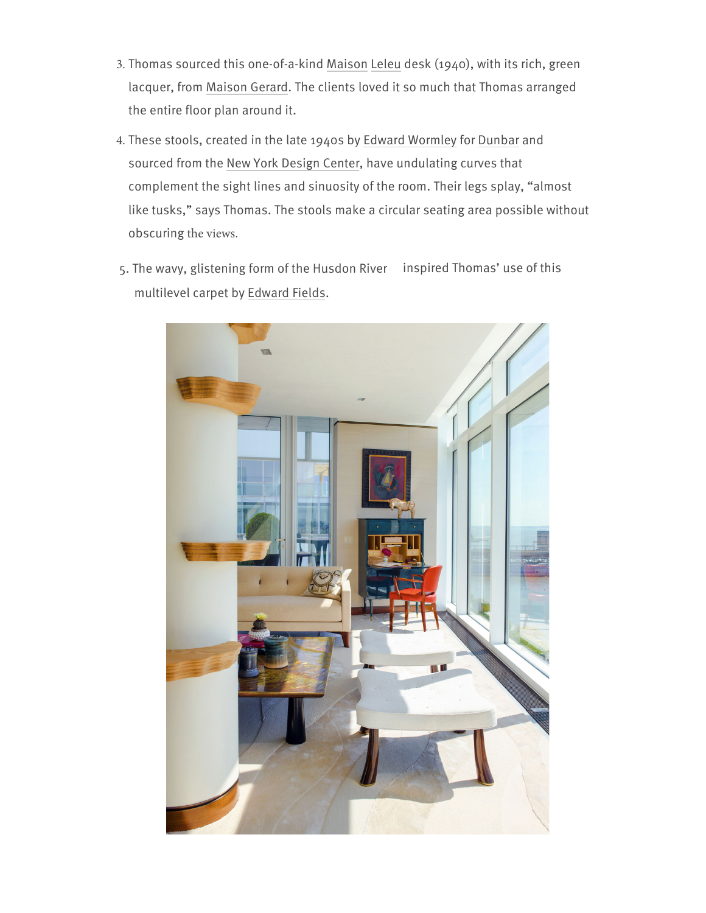3. Thomas sourced this one-of-a-kind Maison Leleu desk (1940), with its rich, green lacquer, from Maison Gerard. The clients loved it so much that Thomas arranged the entire floor plan around it.
4. These stools, created in the late 1940s by Edward Wormley for Dunbar and sourced from the New York Design Center, have undulating curves that complement the sight lines and sinuosity of the room. Their legs splay, "almost like tusks," says Thomas. The stools make a circular seating area possible without obscuring the views.
5. The wavy, glistening form of the Husdon River inspired Thomas' use of this multilevel carpet by Edward Fields.